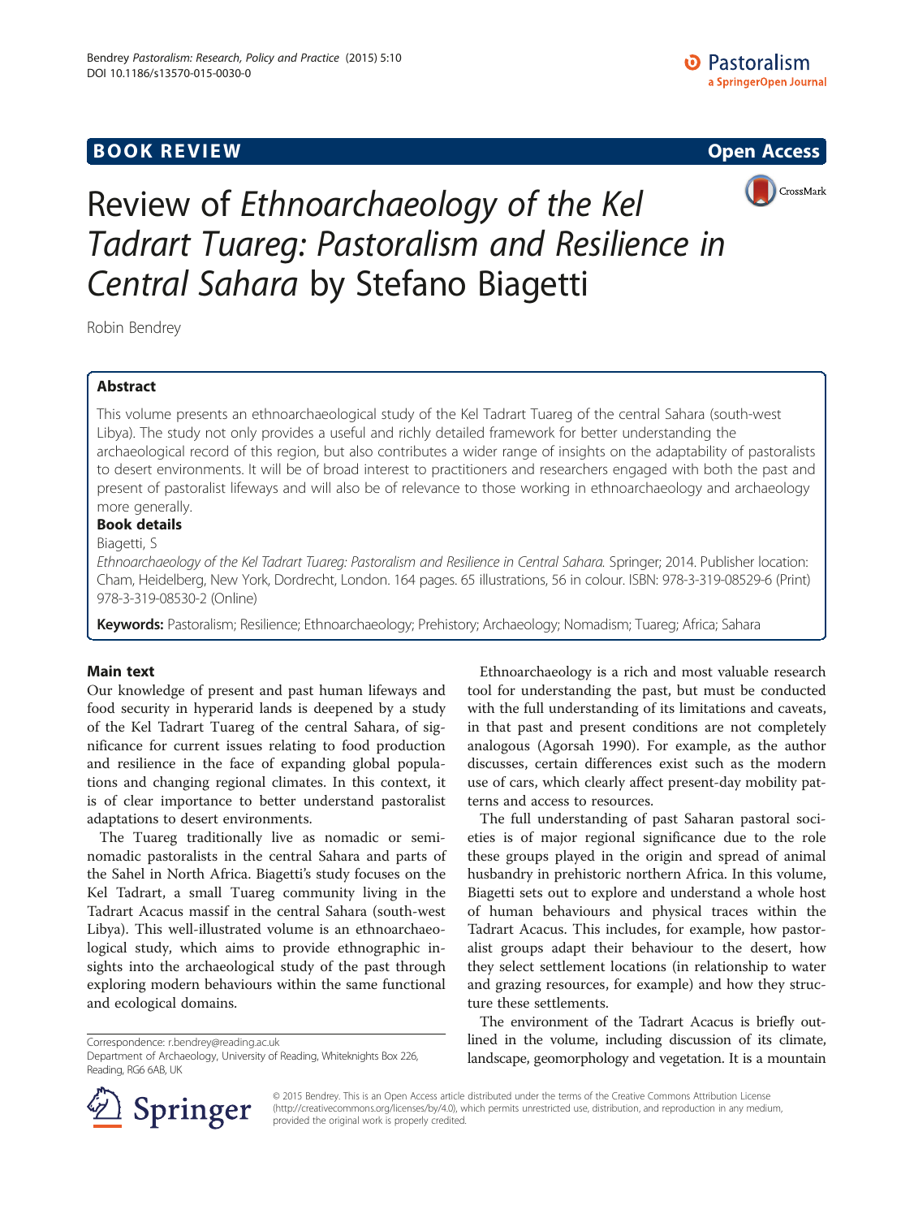BOOK REVIEW

Open Access

# Review of *Ethnoarchaeology of the Kel Tadrart Tuareg: Pastoralism and Resilience in Central Sahara* by Stefano Biagetti

Robin Bendrey

## Abstract

This volume presents an ethnoarchaeological study of the Kel Tadrart Tuareg of the central Sahara (south-west Libya). The study not only provides a useful and richly detailed framework for better understanding the archaeological record of this region, but also contributes a wider range of insights on the adaptability of pastoralists to desert environments. It will be of broad interest to practitioners and researchers engaged with both the past and present of pastoralist lifeways and will also be of relevance to those working in ethnoarchaeology and archaeology more generally.

### Book details

Biagetti, S

*Ethnoarchaeology of the Kel Tadrart Tuareg: Pastoralism and Resilience in Central Sahara.* Springer; 2014. Publisher location: Cham, Heidelberg, New York, Dordrecht, London. 164 pages. 65 illustrations, 56 in colour. ISBN: 978-3-319-08529-6 (Print) 978-3-319-08530-2 (Online)

**Keywords:** Pastoralism; Resilience; Ethnoarchaeology; Prehistory; Archaeology; Nomadism; Tuareg; Africa; Sahara

## Main text

Our knowledge of present and past human lifeways and food security in hyperarid lands is deepened by a study of the Kel Tadrart Tuareg of the central Sahara, of significance for current issues relating to food production and resilience in the face of expanding global populations and changing regional climates. In this context, it is of clear importance to better understand pastoralist adaptations to desert environments.

The Tuareg traditionally live as nomadic or semi-nomadic pastoralists in the central Sahara and parts of the Sahel in North Africa. Biagetti's study focuses on the Kel Tadrart, a small Tuareg community living in the Tadrart Acacus massif in the central Sahara (south-west Libya). This well-illustrated volume is an ethnoarchaeological study, which aims to provide ethnographic insights into the archaeological study of the past through exploring modern behaviours within the same functional and ecological domains.

Ethnoarchaeology is a rich and most valuable research tool for understanding the past, but must be conducted with the full understanding of its limitations and caveats, in that past and present conditions are not completely analogous (Agorsah 1990). For example, as the author discusses, certain differences exist such as the modern use of cars, which clearly affect present-day mobility patterns and access to resources.

The full understanding of past Saharan pastoral societies is of major regional significance due to the role these groups played in the origin and spread of animal husbandry in prehistoric northern Africa. In this volume, Biagetti sets out to explore and understand a whole host of human behaviours and physical traces within the Tadrart Acacus. This includes, for example, how pastoralist groups adapt their behaviour to the desert, how they select settlement locations (in relationship to water and grazing resources, for example) and how they structure these settlements.

The environment of the Tadrart Acacus is briefly outlined in the volume, including discussion of its climate, landscape, geomorphology and vegetation. It is a mountain

Correspondence: r.bendrey@reading.ac.uk
Department of Archaeology, University of Reading, Whiteknights Box 226, Reading, RG6 6AB, UK

© 2015 Bendrey. This is an Open Access article distributed under the terms of the Creative Commons Attribution License (http://creativecommons.org/licenses/by/4.0), which permits unrestricted use, distribution, and reproduction in any medium, provided the original work is properly credited.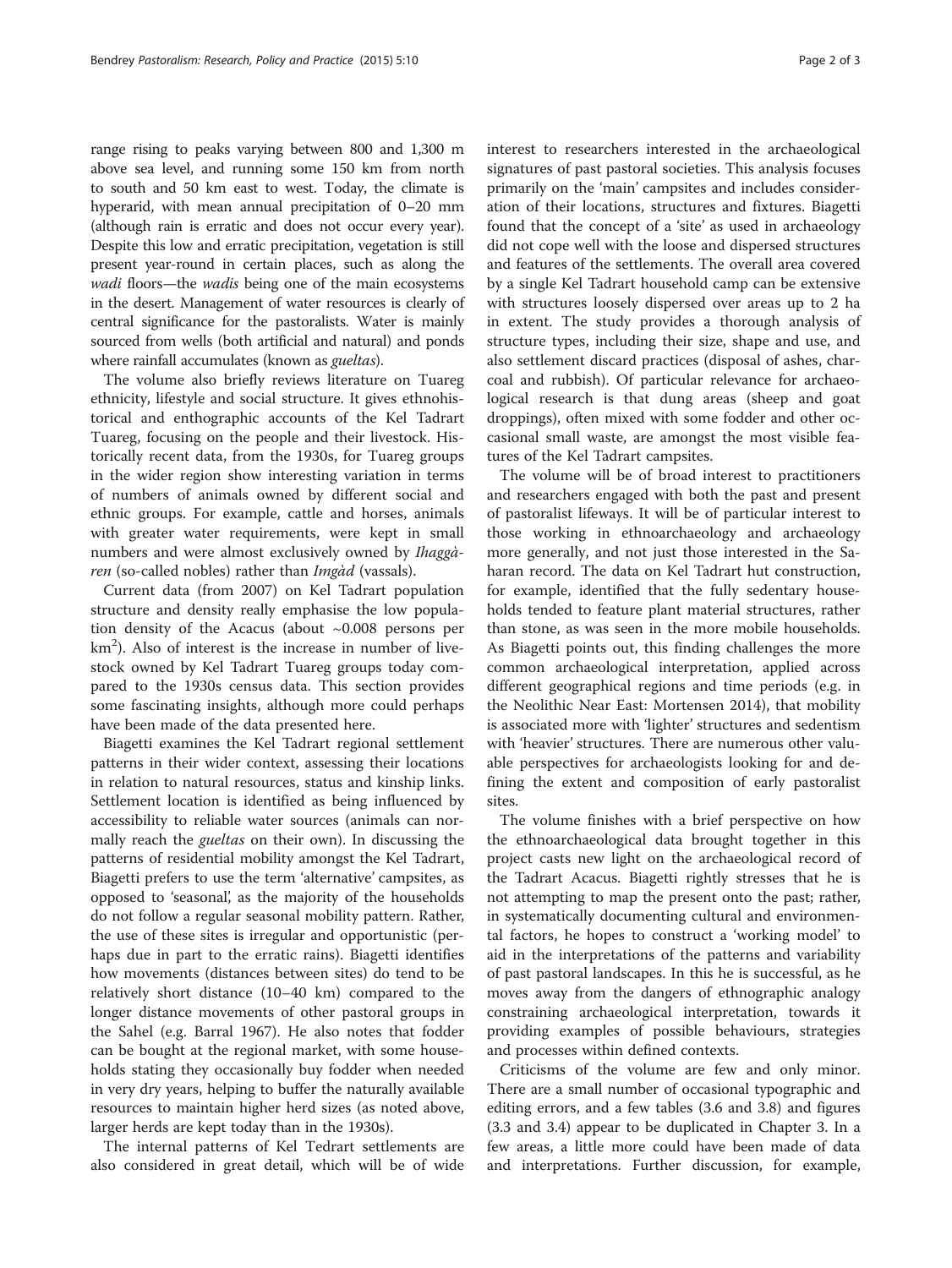range rising to peaks varying between 800 and 1,300 m above sea level, and running some 150 km from north to south and 50 km east to west. Today, the climate is hyperarid, with mean annual precipitation of 0–20 mm (although rain is erratic and does not occur every year). Despite this low and erratic precipitation, vegetation is still present year-round in certain places, such as along the *wadi* floors—the *wadis* being one of the main ecosystems in the desert. Management of water resources is clearly of central significance for the pastoralists. Water is mainly sourced from wells (both artificial and natural) and ponds where rainfall accumulates (known as *gueltas*).

The volume also briefly reviews literature on Tuareg ethnicity, lifestyle and social structure. It gives ethnohistorical and enthographic accounts of the Kel Tadrart Tuareg, focusing on the people and their livestock. Historically recent data, from the 1930s, for Tuareg groups in the wider region show interesting variation in terms of numbers of animals owned by different social and ethnic groups. For example, cattle and horses, animals with greater water requirements, were kept in small numbers and were almost exclusively owned by *Ihaggàren* (so-called nobles) rather than *Imgàd* (vassals).

Current data (from 2007) on Kel Tadrart population structure and density really emphasise the low population density of the Acacus (about ~0.008 persons per km$^2$). Also of interest is the increase in number of livestock owned by Kel Tadrart Tuareg groups today compared to the 1930s census data. This section provides some fascinating insights, although more could perhaps have been made of the data presented here.

Biagetti examines the Kel Tadrart regional settlement patterns in their wider context, assessing their locations in relation to natural resources, status and kinship links. Settlement location is identified as being influenced by accessibility to reliable water sources (animals can normally reach the *gueltas* on their own). In discussing the patterns of residential mobility amongst the Kel Tadrart, Biagetti prefers to use the term 'alternative' campsites, as opposed to 'seasonal', as the majority of the households do not follow a regular seasonal mobility pattern. Rather, the use of these sites is irregular and opportunistic (perhaps due in part to the erratic rains). Biagetti identifies how movements (distances between sites) do tend to be relatively short distance (10–40 km) compared to the longer distance movements of other pastoral groups in the Sahel (e.g. Barral 1967). He also notes that fodder can be bought at the regional market, with some households stating they occasionally buy fodder when needed in very dry years, helping to buffer the naturally available resources to maintain higher herd sizes (as noted above, larger herds are kept today than in the 1930s).

The internal patterns of Kel Tedrart settlements are also considered in great detail, which will be of wide interest to researchers interested in the archaeological signatures of past pastoral societies. This analysis focuses primarily on the 'main' campsites and includes consideration of their locations, structures and fixtures. Biagetti found that the concept of a 'site' as used in archaeology did not cope well with the loose and dispersed structures and features of the settlements. The overall area covered by a single Kel Tadrart household camp can be extensive with structures loosely dispersed over areas up to 2 ha in extent. The study provides a thorough analysis of structure types, including their size, shape and use, and also settlement discard practices (disposal of ashes, charcoal and rubbish). Of particular relevance for archaeological research is that dung areas (sheep and goat droppings), often mixed with some fodder and other occasional small waste, are amongst the most visible features of the Kel Tadrart campsites.

The volume will be of broad interest to practitioners and researchers engaged with both the past and present of pastoralist lifeways. It will be of particular interest to those working in ethnoarchaeology and archaeology more generally, and not just those interested in the Saharan record. The data on Kel Tadrart hut construction, for example, identified that the fully sedentary households tended to feature plant material structures, rather than stone, as was seen in the more mobile households. As Biagetti points out, this finding challenges the more common archaeological interpretation, applied across different geographical regions and time periods (e.g. in the Neolithic Near East: Mortensen 2014), that mobility is associated more with 'lighter' structures and sedentism with 'heavier' structures. There are numerous other valuable perspectives for archaeologists looking for and defining the extent and composition of early pastoralist sites.

The volume finishes with a brief perspective on how the ethnoarchaeological data brought together in this project casts new light on the archaeological record of the Tadrart Acacus. Biagetti rightly stresses that he is not attempting to map the present onto the past; rather, in systematically documenting cultural and environmental factors, he hopes to construct a 'working model' to aid in the interpretations of the patterns and variability of past pastoral landscapes. In this he is successful, as he moves away from the dangers of ethnographic analogy constraining archaeological interpretation, towards it providing examples of possible behaviours, strategies and processes within defined contexts.

Criticisms of the volume are few and only minor. There are a small number of occasional typographic and editing errors, and a few tables (3.6 and 3.8) and figures (3.3 and 3.4) appear to be duplicated in Chapter 3. In a few areas, a little more could have been made of data and interpretations. Further discussion, for example,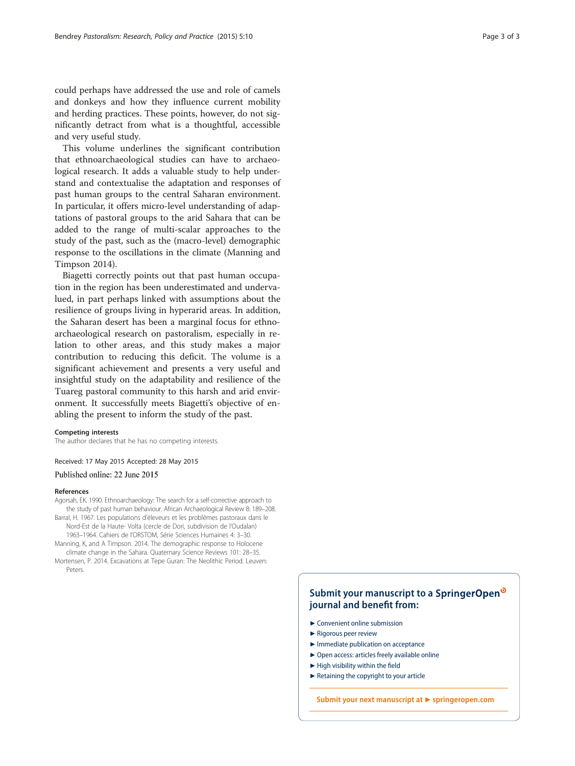could perhaps have addressed the use and role of camels and donkeys and how they influence current mobility and herding practices. These points, however, do not significantly detract from what is a thoughtful, accessible and very useful study.

This volume underlines the significant contribution that ethnoarchaeological studies can have to archaeological research. It adds a valuable study to help understand and contextualise the adaptation and responses of past human groups to the central Saharan environment. In particular, it offers micro-level understanding of adaptations of pastoral groups to the arid Sahara that can be added to the range of multi-scalar approaches to the study of the past, such as the (macro-level) demographic response to the oscillations in the climate (Manning and Timpson 2014).

Biagetti correctly points out that past human occupation in the region has been underestimated and undervalued, in part perhaps linked with assumptions about the resilience of groups living in hyperarid areas. In addition, the Saharan desert has been a marginal focus for ethnoarchaeological research on pastoralism, especially in relation to other areas, and this study makes a major contribution to reducing this deficit. The volume is a significant achievement and presents a very useful and insightful study on the adaptability and resilience of the Tuareg pastoral community to this harsh and arid environment. It successfully meets Biagetti's objective of enabling the present to inform the study of the past.

#### Competing interests

The author declares that he has no competing interests.

Received: 17 May 2015 Accepted: 28 May 2015

Published online: 22 June 2015

#### References

Agorsah, EK. 1990. Ethnoarchaeology: The search for a self-corrective approach to the study of past human behaviour. African Archaeological Review 8: 189–208.

Barral, H. 1967. Les populations d'éleveurs et les problèmes pastoraux dans le Nord-Est de la Haute- Volta (cercle de Dori, subdivision de l'Oudalan) 1963–1964. Cahiers de l'ORSTOM, Série Sciences Humaines 4: 3–30.

Manning, K, and A Timpson. 2014. The demographic response to Holocene climate change in the Sahara. Quaternary Science Reviews 101: 28–35.

Mortensen, P. 2014. Excavations at Tepe Guran: The Neolithic Period. Leuven: Peters.

**Submit your manuscript to a SpringerOpen journal and benefit from:**

- ► Convenient online submission
- ► Rigorous peer review
- ► Immediate publication on acceptance
- ► Open access: articles freely available online
- ► High visibility within the field
- ► Retaining the copyright to your article

**Submit your next manuscript at ► springeropen.com**